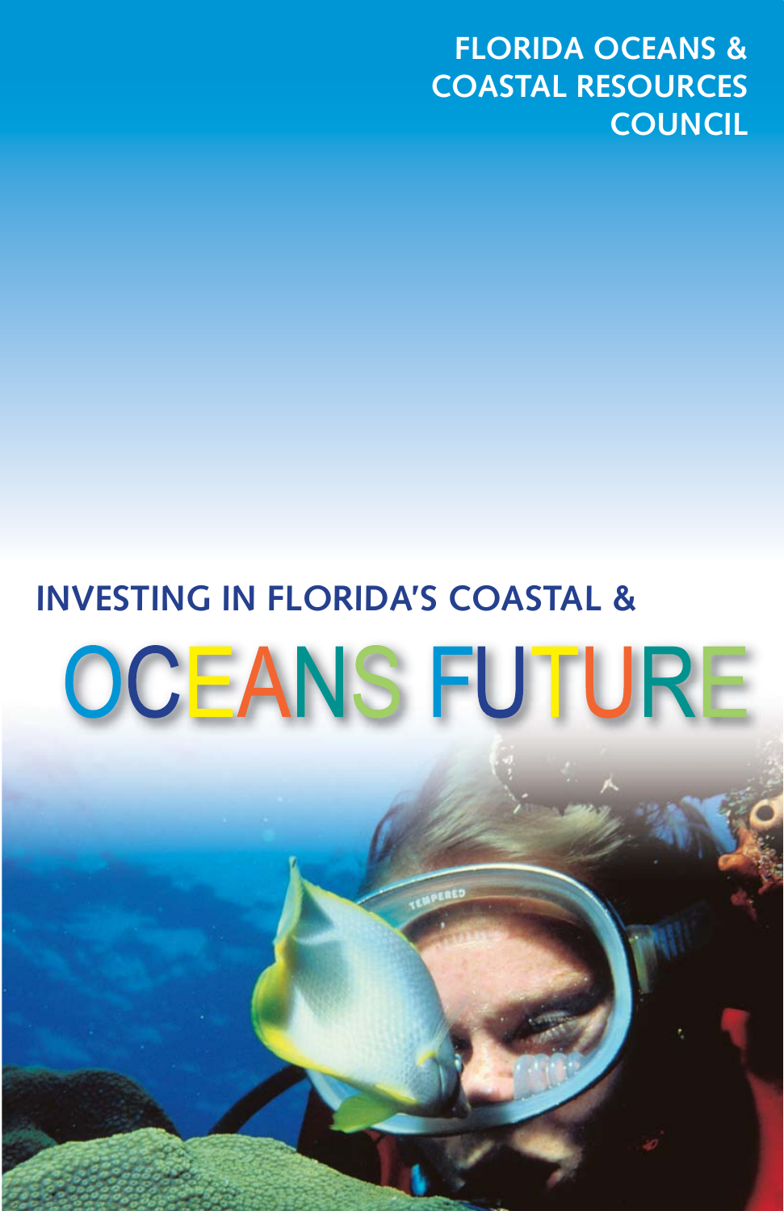FLORIDA OCEANS & COASTAL RESOURCES COUNCIL

# INVESTING IN FLORIDA'S COASTAL & OCEANS FUTURE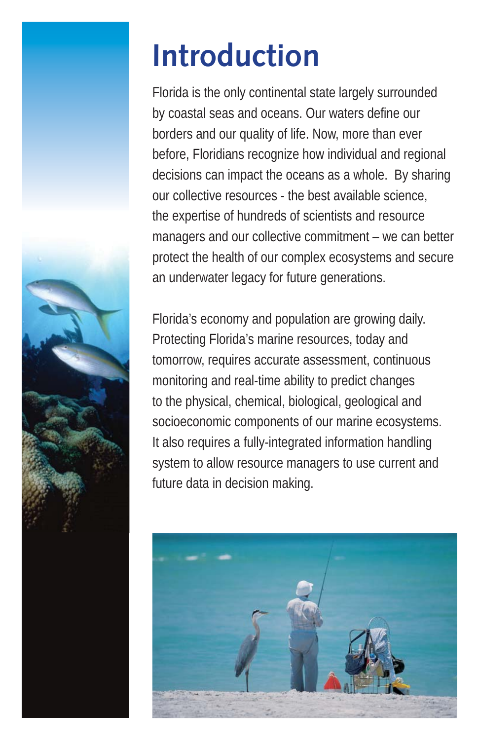# Introduction

Florida is the only continental state largely surrounded by coastal seas and oceans. Our waters define our borders and our quality of life. Now, more than ever before, Floridians recognize how individual and regional decisions can impact the oceans as a whole. By sharing our collective resources - the best available science, the expertise of hundreds of scientists and resource managers and our collective commitment – we can better protect the health of our complex ecosystems and secure an underwater legacy for future generations.

Florida's economy and population are growing daily. Protecting Florida's marine resources, today and tomorrow, requires accurate assessment, continuous monitoring and real-time ability to predict changes to the physical, chemical, biological, geological and socioeconomic components of our marine ecosystems. It also requires a fully-integrated information handling system to allow resource managers to use current and future data in decision making.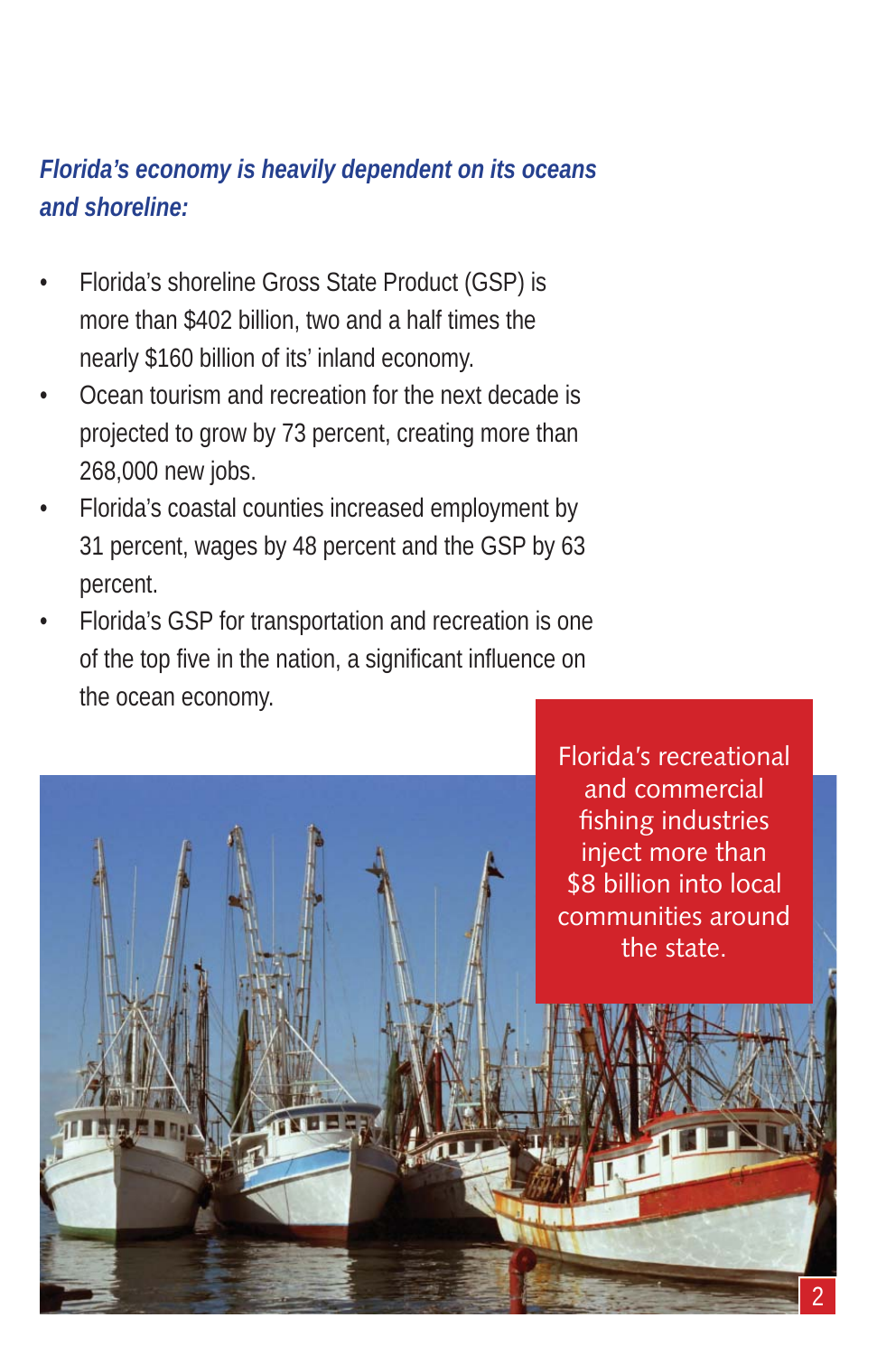***Florida's economy is heavily dependent on its oceans and shoreline:***

- Florida's shoreline Gross State Product (GSP) is more than $402 billion, two and a half times the nearly $160 billion of its' inland economy.
- Ocean tourism and recreation for the next decade is projected to grow by 73 percent, creating more than 268,000 new jobs.
- Florida's coastal counties increased employment by 31 percent, wages by 48 percent and the GSP by 63 percent.
- Florida's GSP for transportation and recreation is one of the top five in the nation, a significant influence on the ocean economy.

Florida's recreational and commercial fishing industries inject more than $8 billion into local communities around the state.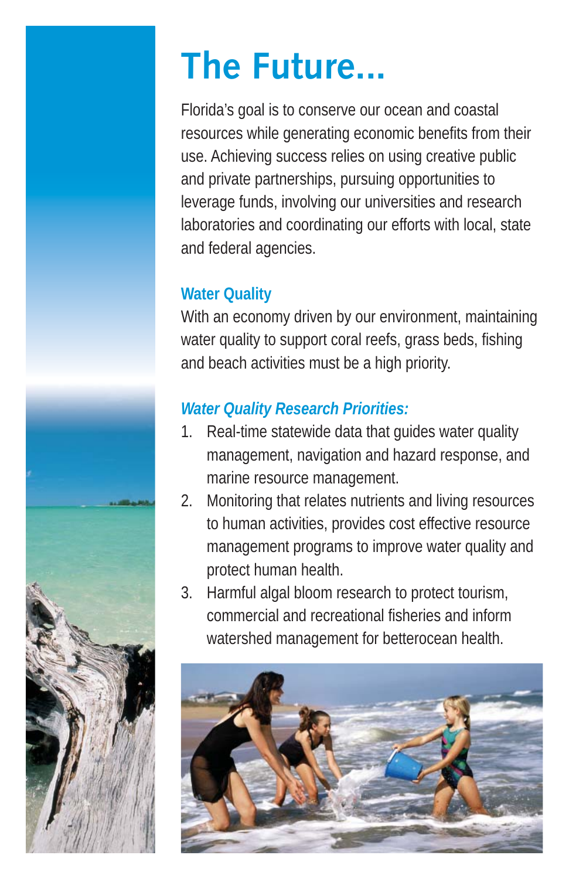# The Future...

Florida's goal is to conserve our ocean and coastal resources while generating economic benefits from their use. Achieving success relies on using creative public and private partnerships, pursuing opportunities to leverage funds, involving our universities and research laboratories and coordinating our efforts with local, state and federal agencies.

## Water Quality

With an economy driven by our environment, maintaining water quality to support coral reefs, grass beds, fishing and beach activities must be a high priority.

### *Water Quality Research Priorities:*

1. Real-time statewide data that guides water quality management, navigation and hazard response, and marine resource management.
2. Monitoring that relates nutrients and living resources to human activities, provides cost effective resource management programs to improve water quality and protect human health.
3. Harmful algal bloom research to protect tourism, commercial and recreational fisheries and inform watershed management for betterocean health.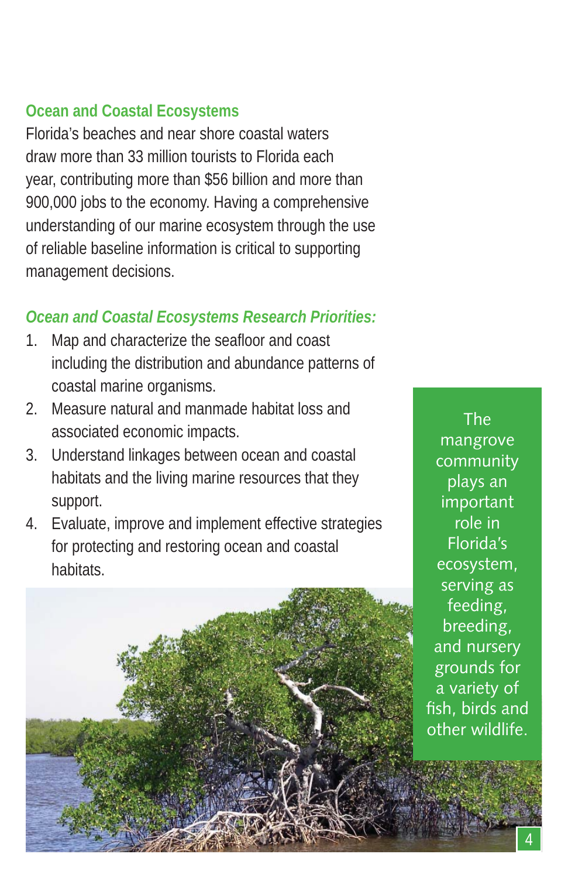## Ocean and Coastal Ecosystems

Florida's beaches and near shore coastal waters draw more than 33 million tourists to Florida each year, contributing more than $56 billion and more than 900,000 jobs to the economy. Having a comprehensive understanding of our marine ecosystem through the use of reliable baseline information is critical to supporting management decisions.

### *Ocean and Coastal Ecosystems Research Priorities:*

1. Map and characterize the seafloor and coast including the distribution and abundance patterns of coastal marine organisms.
2. Measure natural and manmade habitat loss and associated economic impacts.
3. Understand linkages between ocean and coastal habitats and the living marine resources that they support.
4. Evaluate, improve and implement effective strategies for protecting and restoring ocean and coastal habitats.

The mangrove community plays an important role in Florida's ecosystem, serving as feeding, breeding, and nursery grounds for a variety of fish, birds and other wildlife.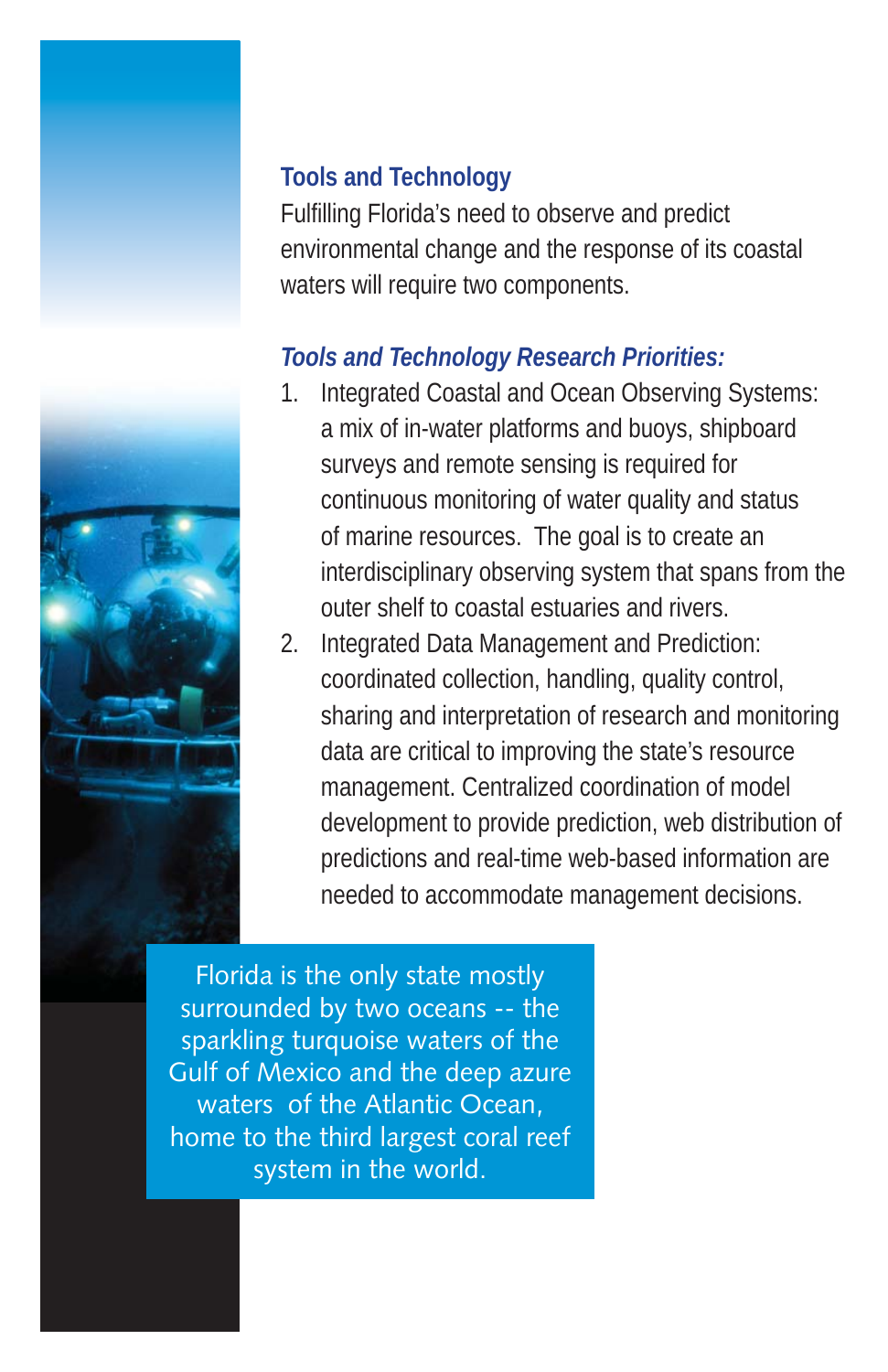## Tools and Technology

Fulfilling Florida's need to observe and predict environmental change and the response of its coastal waters will require two components.

### *Tools and Technology Research Priorities:*

1. Integrated Coastal and Ocean Observing Systems: a mix of in-water platforms and buoys, shipboard surveys and remote sensing is required for continuous monitoring of water quality and status of marine resources. The goal is to create an interdisciplinary observing system that spans from the outer shelf to coastal estuaries and rivers.
2. Integrated Data Management and Prediction: coordinated collection, handling, quality control, sharing and interpretation of research and monitoring data are critical to improving the state's resource management. Centralized coordination of model development to provide prediction, web distribution of predictions and real-time web-based information are needed to accommodate management decisions.

Florida is the only state mostly surrounded by two oceans -- the sparkling turquoise waters of the Gulf of Mexico and the deep azure waters of the Atlantic Ocean, home to the third largest coral reef system in the world.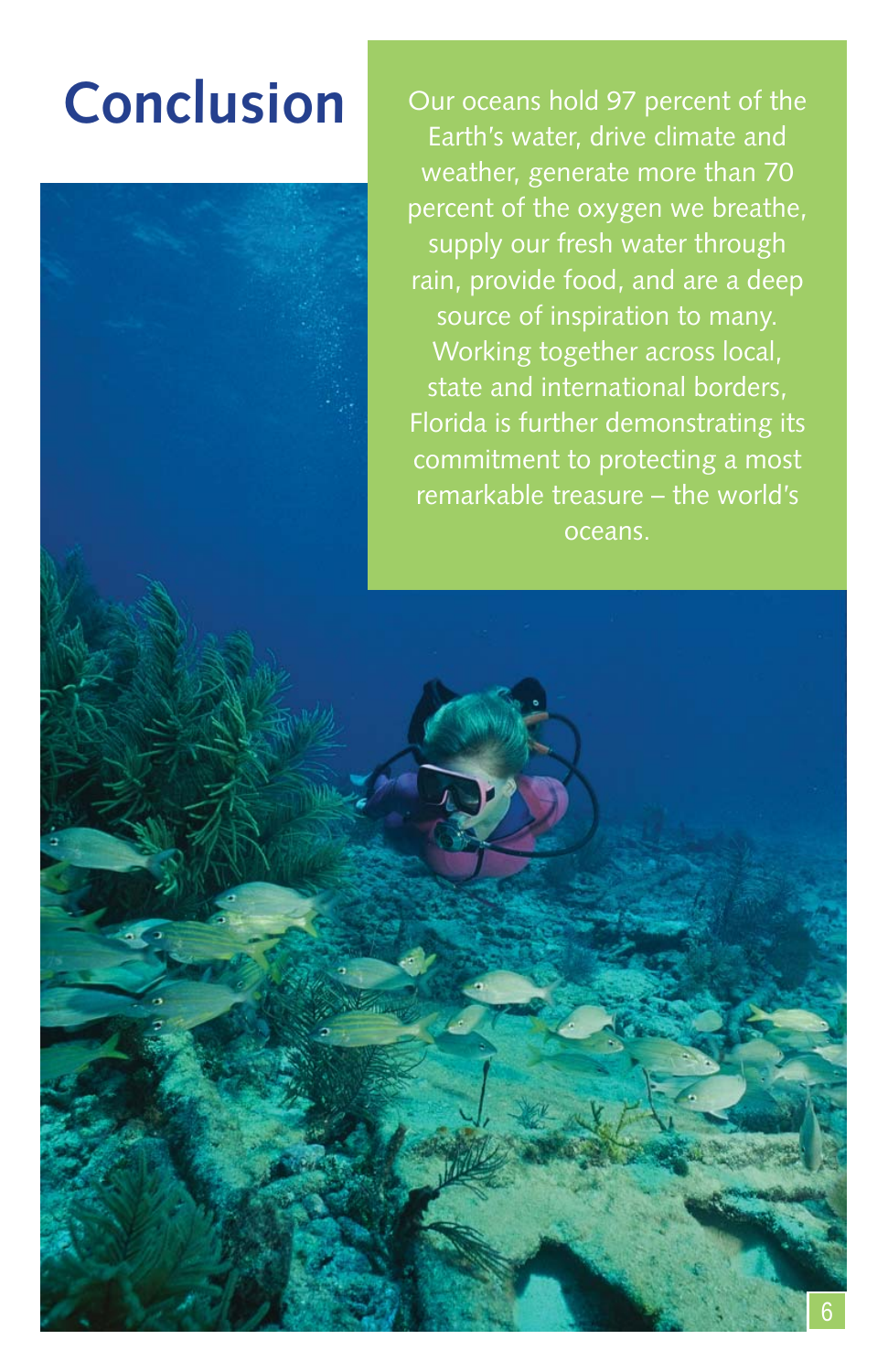# Conclusion

Our oceans hold 97 percent of the Earth's water, drive climate and weather, generate more than 70 percent of the oxygen we breathe, supply our fresh water through rain, provide food, and are a deep source of inspiration to many. Working together across local, state and international borders, Florida is further demonstrating its commitment to protecting a most remarkable treasure – the world's oceans.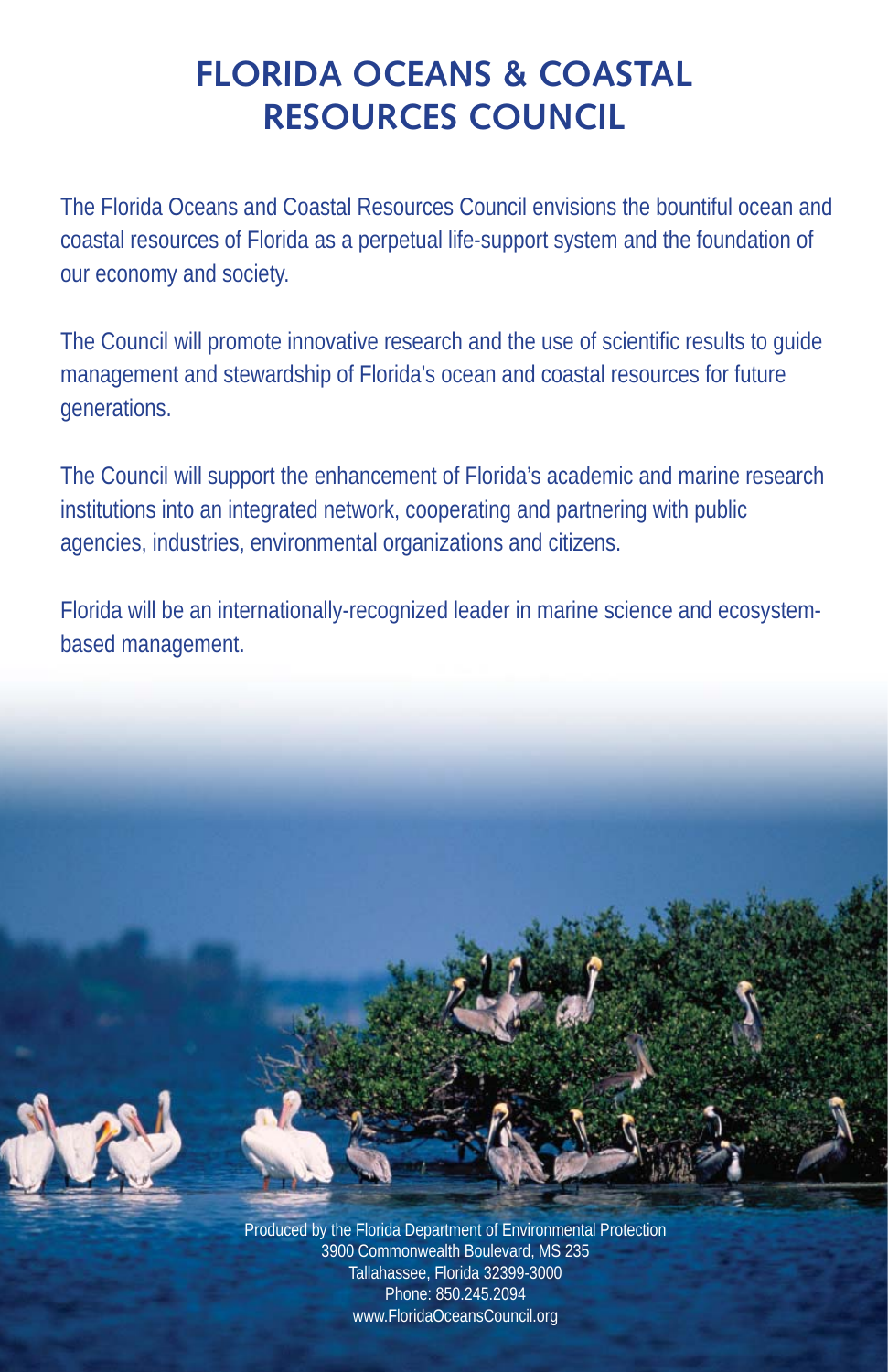# FLORIDA OCEANS & COASTAL RESOURCES COUNCIL

The Florida Oceans and Coastal Resources Council envisions the bountiful ocean and coastal resources of Florida as a perpetual life-support system and the foundation of our economy and society.

The Council will promote innovative research and the use of scientific results to guide management and stewardship of Florida's ocean and coastal resources for future generations.

The Council will support the enhancement of Florida's academic and marine research institutions into an integrated network, cooperating and partnering with public agencies, industries, environmental organizations and citizens.

Florida will be an internationally-recognized leader in marine science and ecosystem-based management.

Produced by the Florida Department of Environmental Protection
3900 Commonwealth Boulevard, MS 235
Tallahassee, Florida 32399-3000
Phone: 850.245.2094
www.FloridaOceansCouncil.org